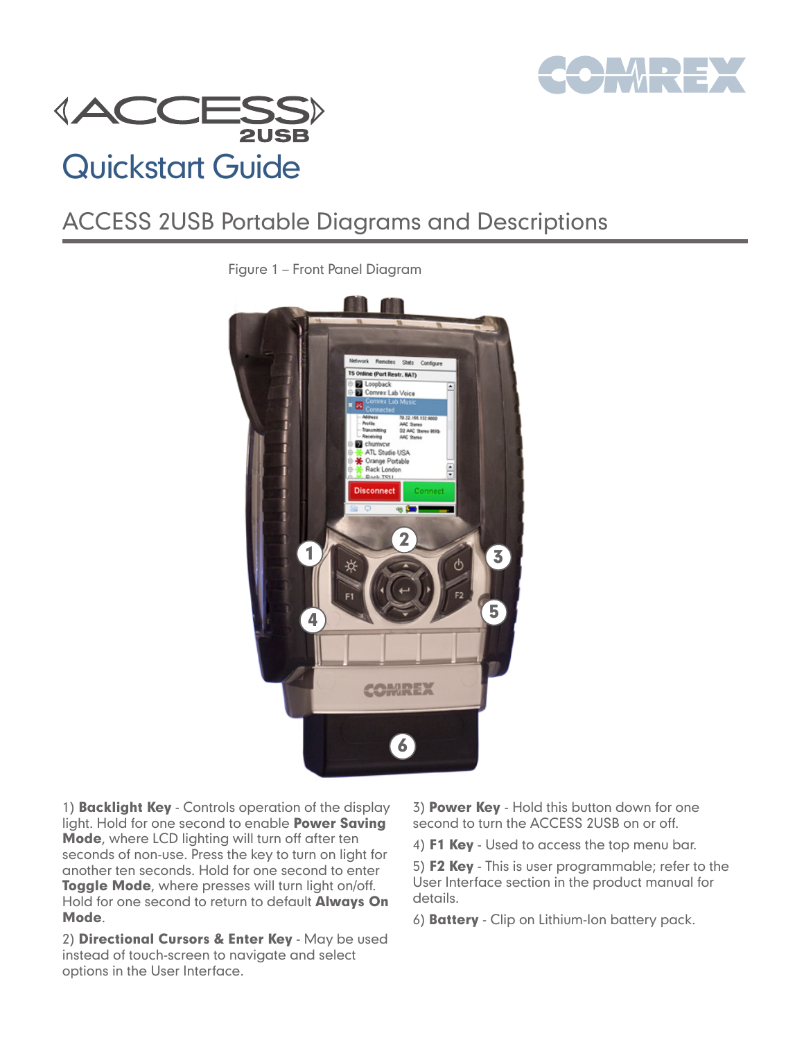# ACCESS 2USB Quickstart Guide

## ACCESS 2USB Portable Diagrams and Descriptions

Figure 1 – Front Panel Diagram

1) **Backlight Key** - Controls operation of the display light. Hold for one second to enable **Power Saving Mode**, where LCD lighting will turn off after ten seconds of non-use. Press the key to turn on light for another ten seconds. Hold for one second to enter **Toggle Mode**, where presses will turn light on/off. Hold for one second to return to default **Always On Mode**.

2) **Directional Cursors & Enter Key** - May be used instead of touch-screen to navigate and select options in the User Interface.

3) **Power Key** - Hold this button down for one second to turn the ACCESS 2USB on or off.

4) **F1 Key** - Used to access the top menu bar.

5) **F2 Key** - This is user programmable; refer to the User Interface section in the product manual for details.

6) **Battery** - Clip on Lithium-Ion battery pack.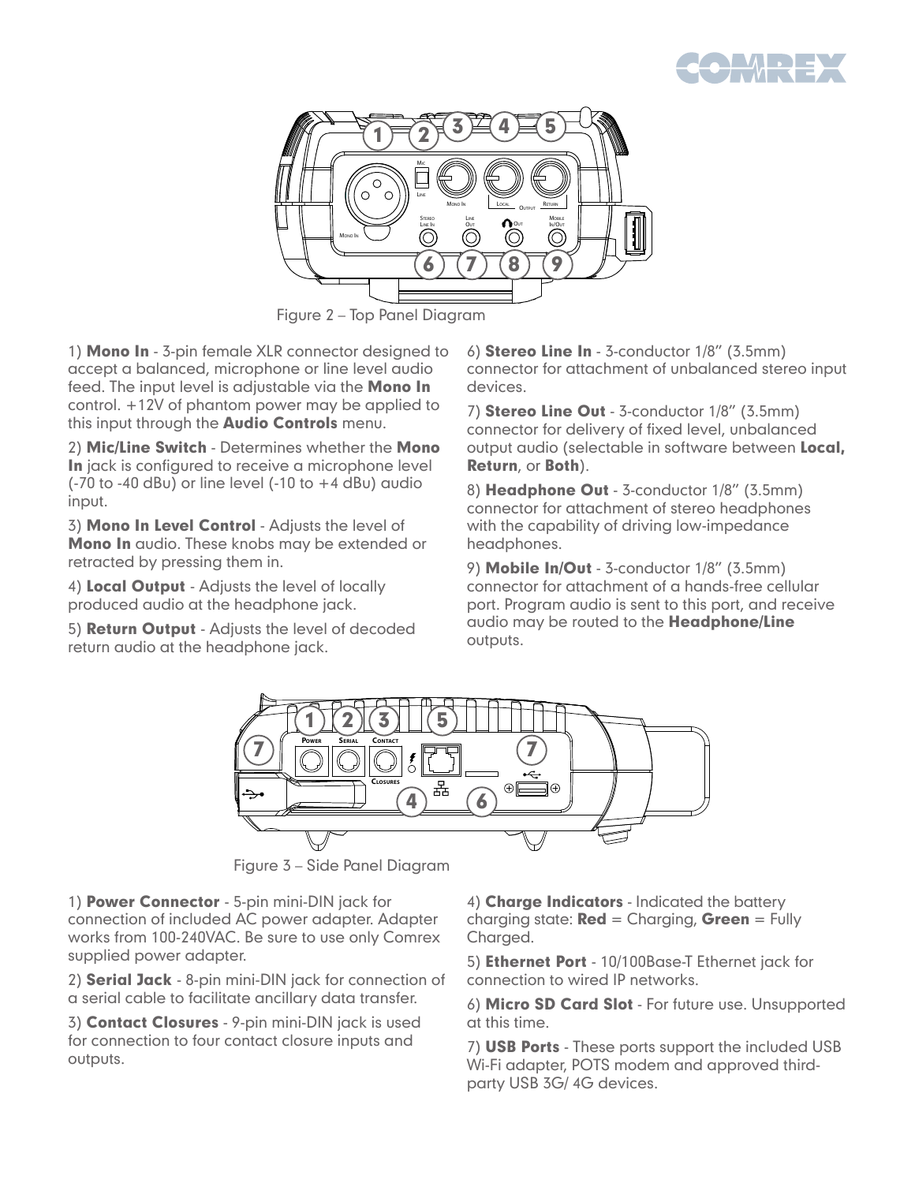Figure 2 – Top Panel Diagram

1) **Mono In** - 3-pin female XLR connector designed to accept a balanced, microphone or line level audio feed. The input level is adjustable via the **Mono In** control. +12V of phantom power may be applied to this input through the **Audio Controls** menu.

2) **Mic/Line Switch** - Determines whether the **Mono In** jack is configured to receive a microphone level (-70 to -40 dBu) or line level (-10 to +4 dBu) audio input.

3) **Mono In Level Control** - Adjusts the level of **Mono In** audio. These knobs may be extended or retracted by pressing them in.

4) **Local Output** - Adjusts the level of locally produced audio at the headphone jack.

5) **Return Output** - Adjusts the level of decoded return audio at the headphone jack.

6) **Stereo Line In** - 3-conductor 1/8" (3.5mm) connector for attachment of unbalanced stereo input devices.

7) **Stereo Line Out** - 3-conductor 1/8" (3.5mm) connector for delivery of fixed level, unbalanced output audio (selectable in software between **Local, Return**, or **Both**).

8) **Headphone Out** - 3-conductor 1/8" (3.5mm) connector for attachment of stereo headphones with the capability of driving low-impedance headphones.

9) **Mobile In/Out** - 3-conductor 1/8" (3.5mm) connector for attachment of a hands-free cellular port. Program audio is sent to this port, and receive audio may be routed to the **Headphone/Line** outputs.

Figure 3 – Side Panel Diagram

1) **Power Connector** - 5-pin mini-DIN jack for connection of included AC power adapter. Adapter works from 100-240VAC. Be sure to use only Comrex supplied power adapter.

2) **Serial Jack** - 8-pin mini-DIN jack for connection of a serial cable to facilitate ancillary data transfer.

3) **Contact Closures** - 9-pin mini-DIN jack is used for connection to four contact closure inputs and outputs.

4) **Charge Indicators** - Indicated the battery charging state: **Red** = Charging, **Green** = Fully Charged.

5) **Ethernet Port** - 10/100Base-T Ethernet jack for connection to wired IP networks.

6) **Micro SD Card Slot** - For future use. Unsupported at this time.

7) **USB Ports** - These ports support the included USB Wi-Fi adapter, POTS modem and approved third-party USB 3G/ 4G devices.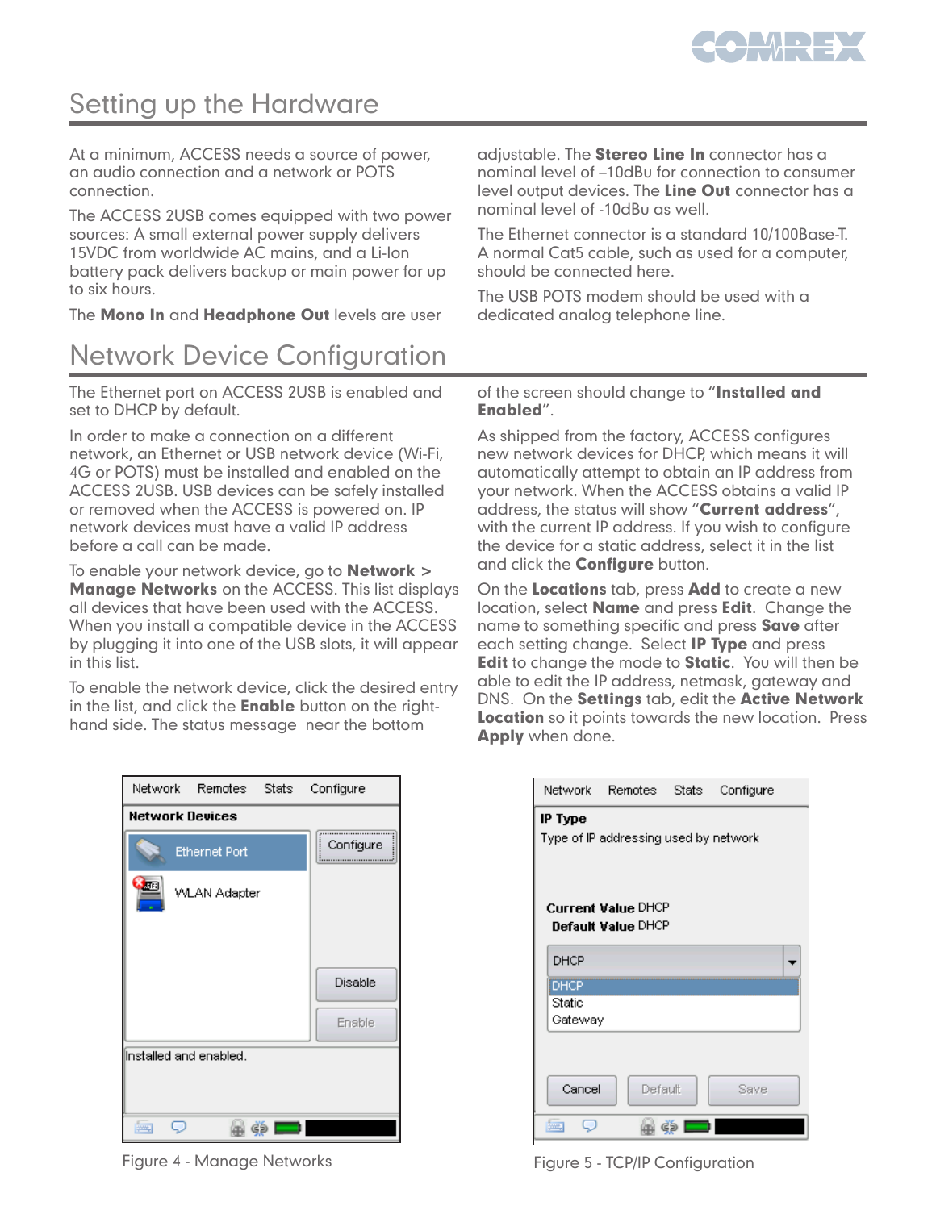# Setting up the Hardware

At a minimum, ACCESS needs a source of power, an audio connection and a network or POTS connection.

The ACCESS 2USB comes equipped with two power sources: A small external power supply delivers 15VDC from worldwide AC mains, and a Li-Ion battery pack delivers backup or main power for up to six hours.

The **Mono In** and **Headphone Out** levels are user adjustable. The **Stereo Line In** connector has a nominal level of –10dBu for connection to consumer level output devices. The **Line Out** connector has a nominal level of -10dBu as well.

The Ethernet connector is a standard 10/100Base-T. A normal Cat5 cable, such as used for a computer, should be connected here.

The USB POTS modem should be used with a dedicated analog telephone line.

# Network Device Configuration

The Ethernet port on ACCESS 2USB is enabled and set to DHCP by default.

In order to make a connection on a different network, an Ethernet or USB network device (Wi-Fi, 4G or POTS) must be installed and enabled on the ACCESS 2USB. USB devices can be safely installed or removed when the ACCESS is powered on. IP network devices must have a valid IP address before a call can be made.

To enable your network device, go to **Network > Manage Networks** on the ACCESS. This list displays all devices that have been used with the ACCESS. When you install a compatible device in the ACCESS by plugging it into one of the USB slots, it will appear in this list.

To enable the network device, click the desired entry in the list, and click the **Enable** button on the right-hand side. The status message near the bottom of the screen should change to "**Installed and Enabled**".

As shipped from the factory, ACCESS configures new network devices for DHCP, which means it will automatically attempt to obtain an IP address from your network. When the ACCESS obtains a valid IP address, the status will show "**Current address**", with the current IP address. If you wish to configure the device for a static address, select it in the list and click the **Configure** button.

On the **Locations** tab, press **Add** to create a new location, select **Name** and press **Edit**. Change the name to something specific and press **Save** after each setting change. Select **IP Type** and press **Edit** to change the mode to **Static**. You will then be able to edit the IP address, netmask, gateway and DNS. On the **Settings** tab, edit the **Active Network Location** so it points towards the new location. Press **Apply** when done.

Figure 4 - Manage Networks

Figure 5 - TCP/IP Configuration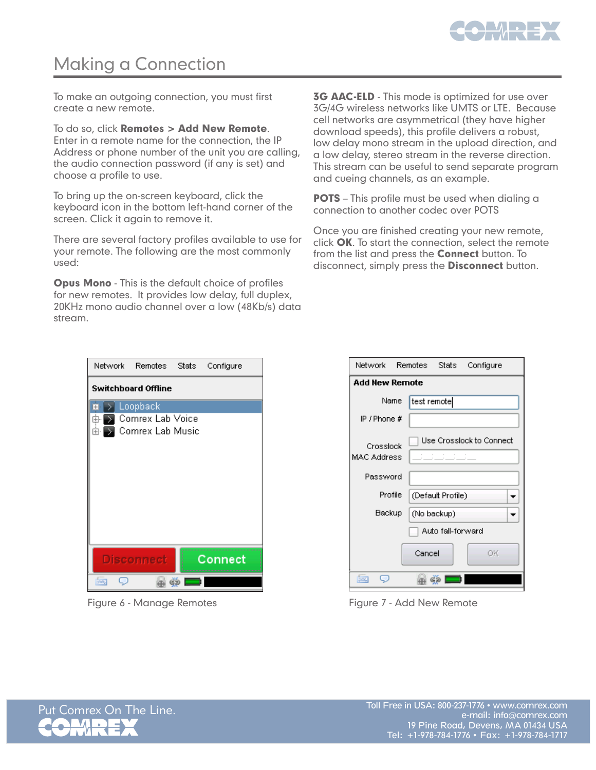# Making a Connection

To make an outgoing connection, you must first create a new remote.

To do so, click **Remotes > Add New Remote**. Enter in a remote name for the connection, the IP Address or phone number of the unit you are calling, the audio connection password (if any is set) and choose a profile to use.

To bring up the on-screen keyboard, click the keyboard icon in the bottom left-hand corner of the screen. Click it again to remove it.

There are several factory profiles available to use for your remote. The following are the most commonly used:

**Opus Mono** - This is the default choice of profiles for new remotes. It provides low delay, full duplex, 20KHz mono audio channel over a low (48Kb/s) data stream.

**3G AAC-ELD** - This mode is optimized for use over 3G/4G wireless networks like UMTS or LTE. Because cell networks are asymmetrical (they have higher download speeds), this profile delivers a robust, low delay mono stream in the upload direction, and a low delay, stereo stream in the reverse direction. This stream can be useful to send separate program and cueing channels, as an example.

**POTS** – This profile must be used when dialing a connection to another codec over POTS

Once you are finished creating your new remote, click **OK**. To start the connection, select the remote from the list and press the **Connect** button. To disconnect, simply press the **Disconnect** button.

Figure 6 - Manage Remotes

Figure 7 - Add New Remote

Put Comrex On The Line.

Toll Free in USA: 800-237-1776 • www.comrex.com
e-mail: info@comrex.com
19 Pine Road, Devens, MA 01434 USA
Tel: +1-978-784-1776 • Fax: +1-978-784-1717